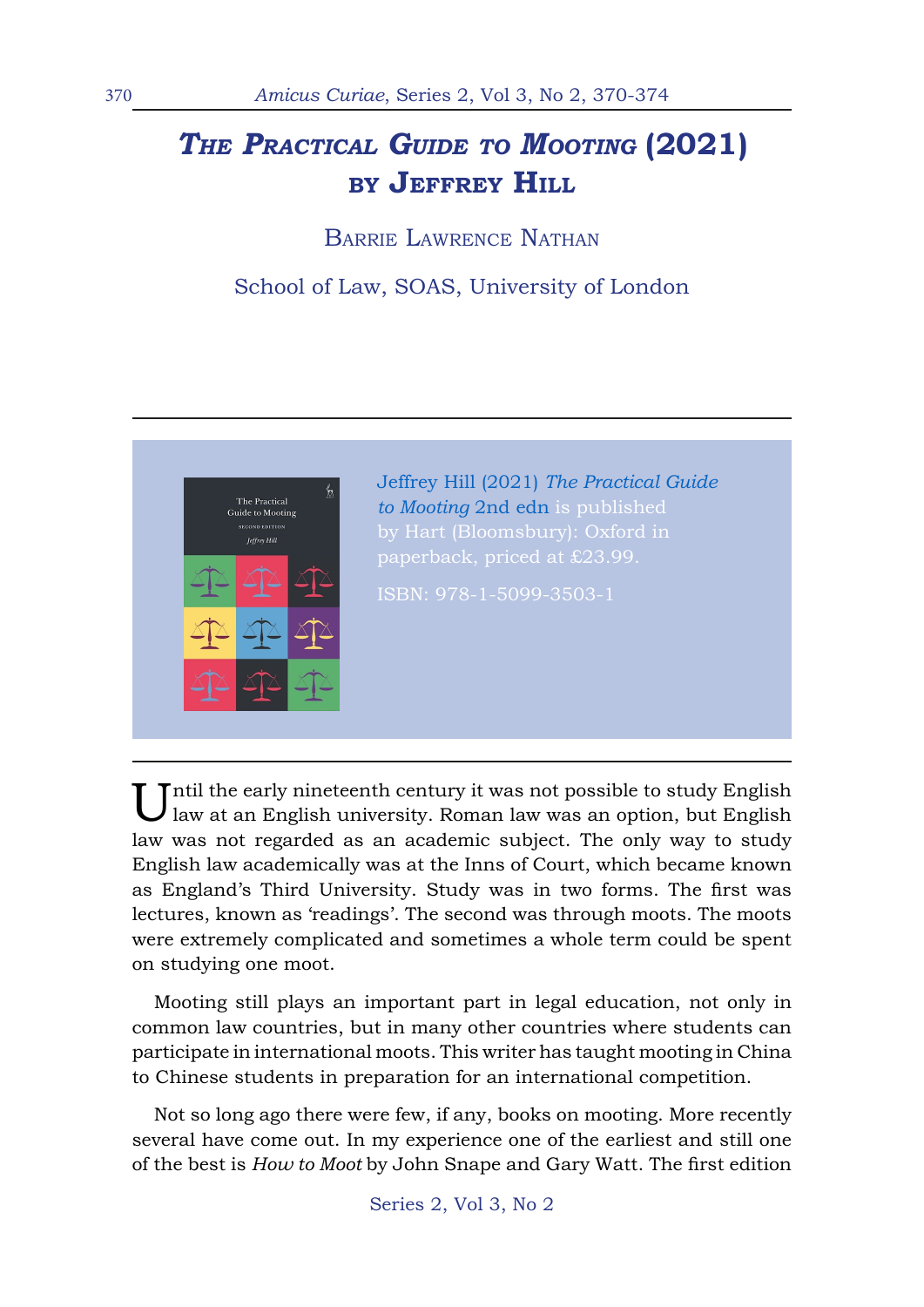# *The Practical Guide to Mooting* (2021) by Jeffrey Hill

Barrie Lawrence Nathan

School of Law, SOAS, University of London

---

Jeffrey Hill (2021) *The Practical Guide to Mooting* 2nd edn is published by Hart (Bloomsbury): Oxford in paperback, priced at £23.99.

ISBN: 978-1-5099-3503-1

---

Until the early nineteenth century it was not possible to study English law at an English university. Roman law was an option, but English law was not regarded as an academic subject. The only way to study English law academically was at the Inns of Court, which became known as England's Third University. Study was in two forms. The first was lectures, known as 'readings'. The second was through moots. The moots were extremely complicated and sometimes a whole term could be spent on studying one moot.

Mooting still plays an important part in legal education, not only in common law countries, but in many other countries where students can participate in international moots. This writer has taught mooting in China to Chinese students in preparation for an international competition.

Not so long ago there were few, if any, books on mooting. More recently several have come out. In my experience one of the earliest and still one of the best is *How to Moot* by John Snape and Gary Watt. The first edition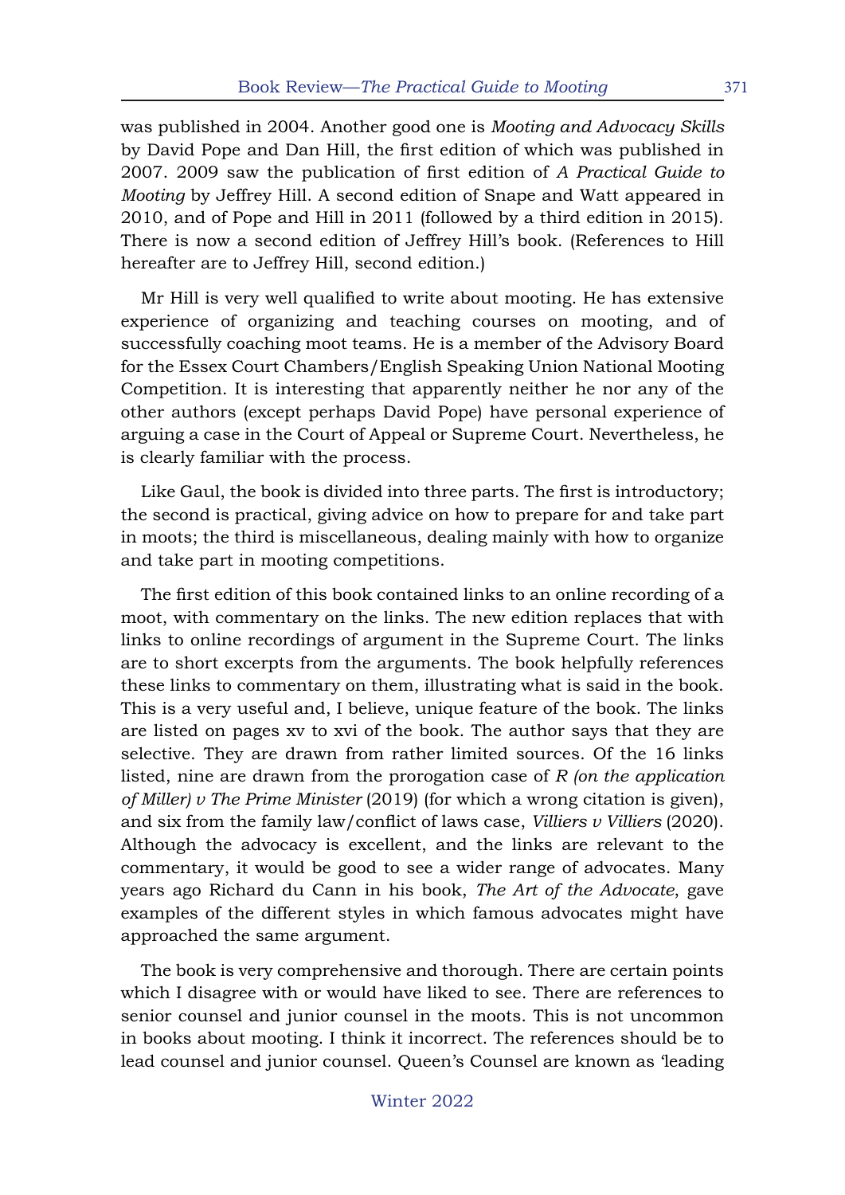was published in 2004. Another good one is *Mooting and Advocacy Skills* by David Pope and Dan Hill, the first edition of which was published in 2007. 2009 saw the publication of first edition of *A Practical Guide to Mooting* by Jeffrey Hill. A second edition of Snape and Watt appeared in 2010, and of Pope and Hill in 2011 (followed by a third edition in 2015). There is now a second edition of Jeffrey Hill's book. (References to Hill hereafter are to Jeffrey Hill, second edition.)

Mr Hill is very well qualified to write about mooting. He has extensive experience of organizing and teaching courses on mooting, and of successfully coaching moot teams. He is a member of the Advisory Board for the Essex Court Chambers/English Speaking Union National Mooting Competition. It is interesting that apparently neither he nor any of the other authors (except perhaps David Pope) have personal experience of arguing a case in the Court of Appeal or Supreme Court. Nevertheless, he is clearly familiar with the process.

Like Gaul, the book is divided into three parts. The first is introductory; the second is practical, giving advice on how to prepare for and take part in moots; the third is miscellaneous, dealing mainly with how to organize and take part in mooting competitions.

The first edition of this book contained links to an online recording of a moot, with commentary on the links. The new edition replaces that with links to online recordings of argument in the Supreme Court. The links are to short excerpts from the arguments. The book helpfully references these links to commentary on them, illustrating what is said in the book. This is a very useful and, I believe, unique feature of the book. The links are listed on pages xv to xvi of the book. The author says that they are selective. They are drawn from rather limited sources. Of the 16 links listed, nine are drawn from the prorogation case of *R (on the application of Miller) v The Prime Minister* (2019) (for which a wrong citation is given), and six from the family law/conflict of laws case, *Villiers v Villiers* (2020). Although the advocacy is excellent, and the links are relevant to the commentary, it would be good to see a wider range of advocates. Many years ago Richard du Cann in his book, *The Art of the Advocate*, gave examples of the different styles in which famous advocates might have approached the same argument.

The book is very comprehensive and thorough. There are certain points which I disagree with or would have liked to see. There are references to senior counsel and junior counsel in the moots. This is not uncommon in books about mooting. I think it incorrect. The references should be to lead counsel and junior counsel. Queen's Counsel are known as 'leading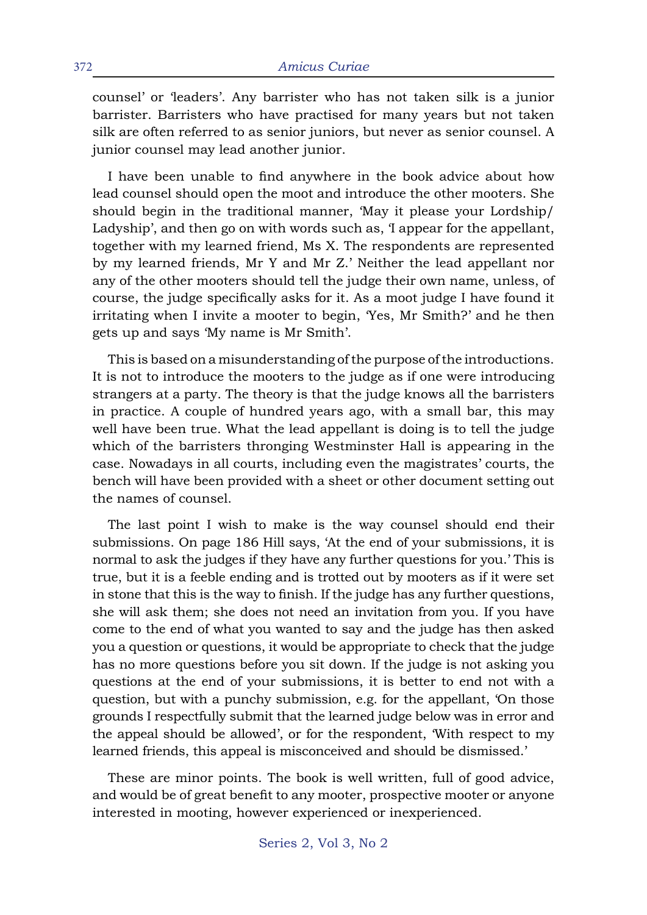counsel' or 'leaders'. Any barrister who has not taken silk is a junior barrister. Barristers who have practised for many years but not taken silk are often referred to as senior juniors, but never as senior counsel. A junior counsel may lead another junior.

I have been unable to find anywhere in the book advice about how lead counsel should open the moot and introduce the other mooters. She should begin in the traditional manner, 'May it please your Lordship/ Ladyship', and then go on with words such as, 'I appear for the appellant, together with my learned friend, Ms X. The respondents are represented by my learned friends, Mr Y and Mr Z.' Neither the lead appellant nor any of the other mooters should tell the judge their own name, unless, of course, the judge specifically asks for it. As a moot judge I have found it irritating when I invite a mooter to begin, 'Yes, Mr Smith?' and he then gets up and says 'My name is Mr Smith'.

This is based on a misunderstanding of the purpose of the introductions. It is not to introduce the mooters to the judge as if one were introducing strangers at a party. The theory is that the judge knows all the barristers in practice. A couple of hundred years ago, with a small bar, this may well have been true. What the lead appellant is doing is to tell the judge which of the barristers thronging Westminster Hall is appearing in the case. Nowadays in all courts, including even the magistrates' courts, the bench will have been provided with a sheet or other document setting out the names of counsel.

The last point I wish to make is the way counsel should end their submissions. On page 186 Hill says, 'At the end of your submissions, it is normal to ask the judges if they have any further questions for you.' This is true, but it is a feeble ending and is trotted out by mooters as if it were set in stone that this is the way to finish. If the judge has any further questions, she will ask them; she does not need an invitation from you. If you have come to the end of what you wanted to say and the judge has then asked you a question or questions, it would be appropriate to check that the judge has no more questions before you sit down. If the judge is not asking you questions at the end of your submissions, it is better to end not with a question, but with a punchy submission, e.g. for the appellant, 'On those grounds I respectfully submit that the learned judge below was in error and the appeal should be allowed', or for the respondent, 'With respect to my learned friends, this appeal is misconceived and should be dismissed.'

These are minor points. The book is well written, full of good advice, and would be of great benefit to any mooter, prospective mooter or anyone interested in mooting, however experienced or inexperienced.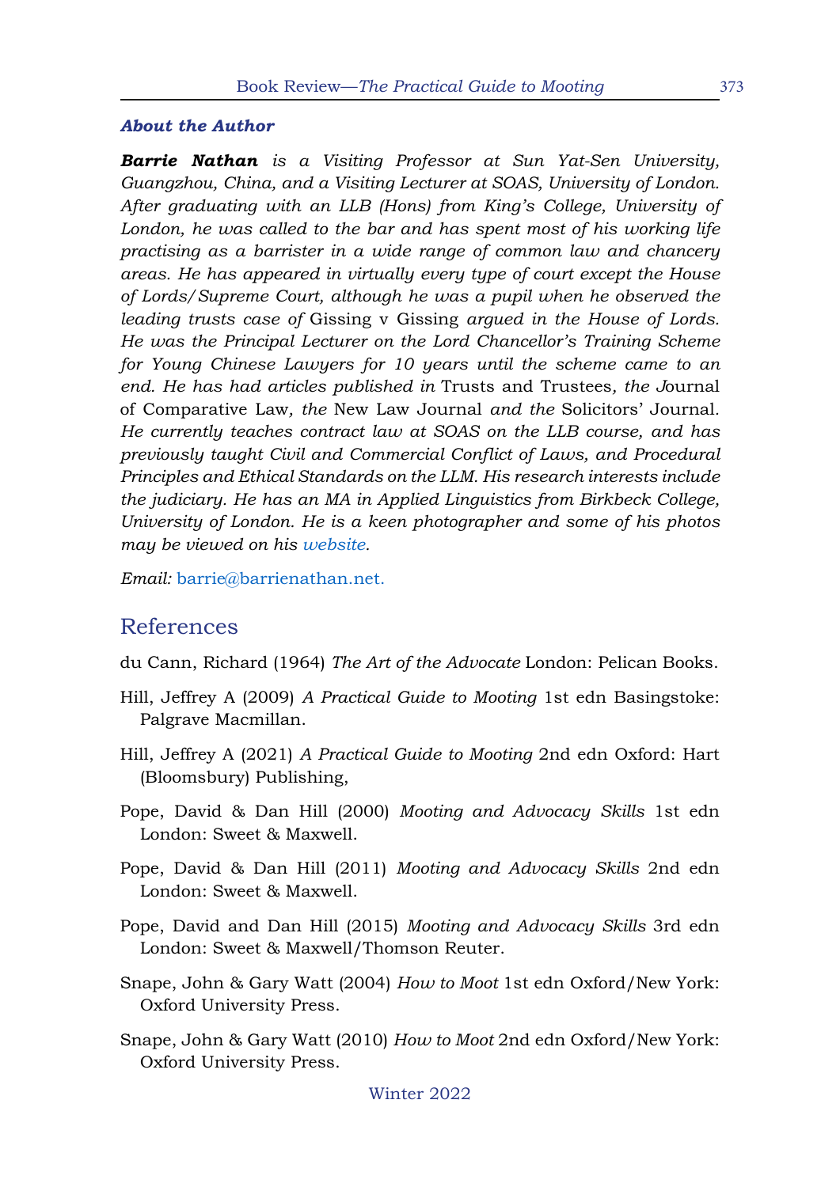### *About the Author*

***Barrie Nathan** is a Visiting Professor at Sun Yat-Sen University, Guangzhou, China, and a Visiting Lecturer at SOAS, University of London. After graduating with an LLB (Hons) from King's College, University of London, he was called to the bar and has spent most of his working life practising as a barrister in a wide range of common law and chancery areas. He has appeared in virtually every type of court except the House of Lords/Supreme Court, although he was a pupil when he observed the leading trusts case of* Gissing v Gissing *argued in the House of Lords. He was the Principal Lecturer on the Lord Chancellor's Training Scheme for Young Chinese Lawyers for 10 years until the scheme came to an end. He has had articles published in* Trusts and Trustees*, the* Journal of Comparative Law*, the* New Law Journal *and the* Solicitors' Journal*. He currently teaches contract law at SOAS on the LLB course, and has previously taught Civil and Commercial Conflict of Laws, and Procedural Principles and Ethical Standards on the LLM. His research interests include the judiciary. He has an MA in Applied Linguistics from Birkbeck College, University of London. He is a keen photographer and some of his photos may be viewed on his website.*

*Email:* barrie@barrienathan.net.

## References

du Cann, Richard (1964) *The Art of the Advocate* London: Pelican Books.

Hill, Jeffrey A (2009) *A Practical Guide to Mooting* 1st edn Basingstoke: Palgrave Macmillan.

Hill, Jeffrey A (2021) *A Practical Guide to Mooting* 2nd edn Oxford: Hart (Bloomsbury) Publishing,

Pope, David & Dan Hill (2000) *Mooting and Advocacy Skills* 1st edn London: Sweet & Maxwell.

Pope, David & Dan Hill (2011) *Mooting and Advocacy Skills* 2nd edn London: Sweet & Maxwell.

Pope, David and Dan Hill (2015) *Mooting and Advocacy Skills* 3rd edn London: Sweet & Maxwell/Thomson Reuter.

Snape, John & Gary Watt (2004) *How to Moot* 1st edn Oxford/New York: Oxford University Press.

Snape, John & Gary Watt (2010) *How to Moot* 2nd edn Oxford/New York: Oxford University Press.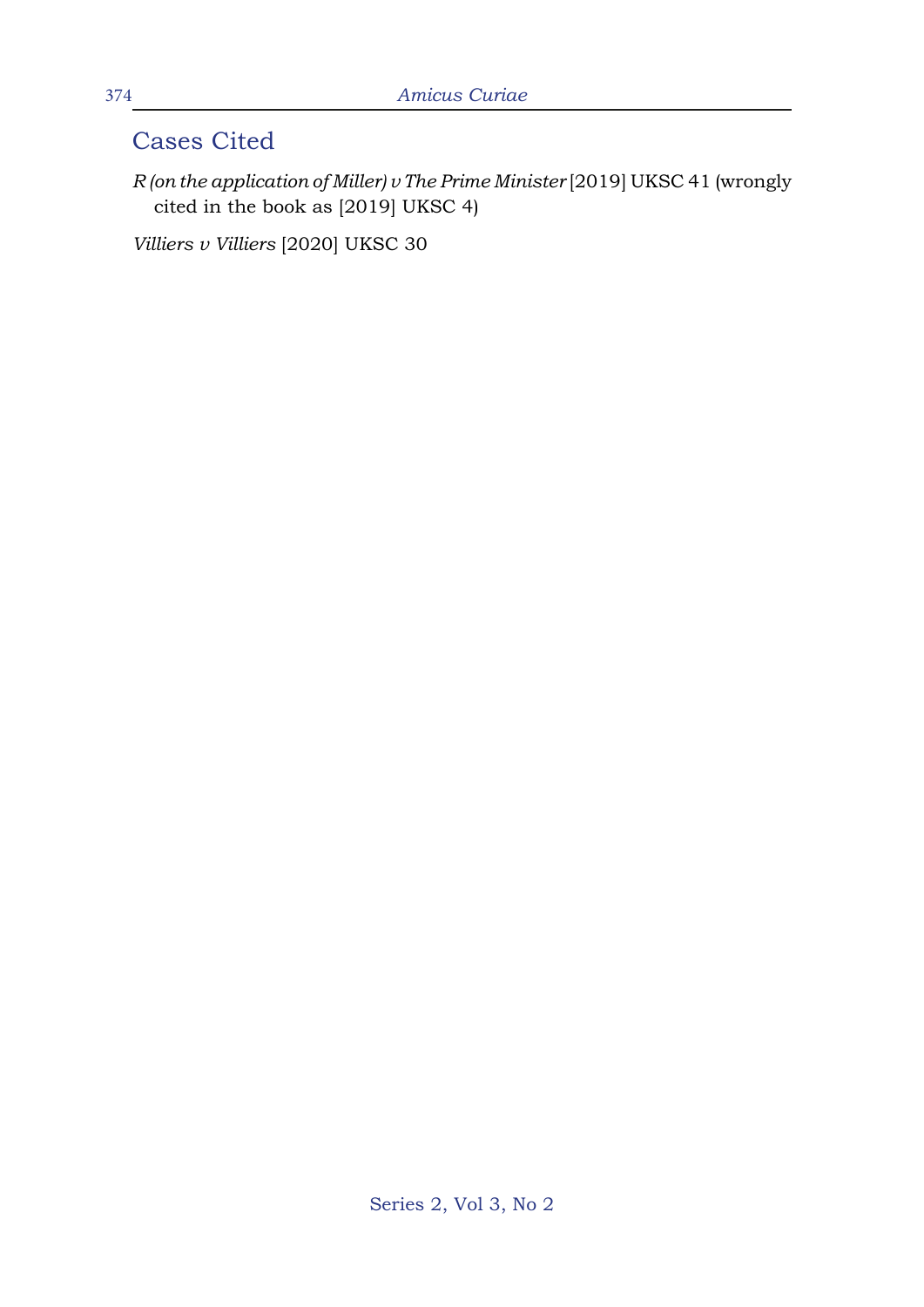## Cases Cited

*R (on the application of Miller) v The Prime Minister* [2019] UKSC 41 (wrongly cited in the book as [2019] UKSC 4)

*Villiers v Villiers* [2020] UKSC 30